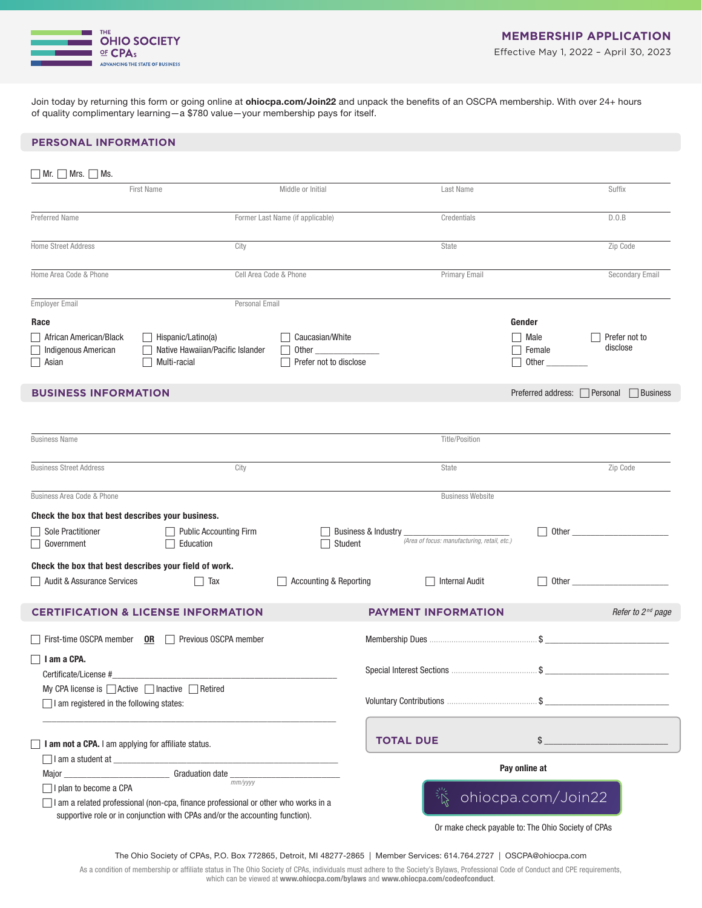# THE OHIO SOCIETY OF CPAs

ADVANCING THE STATE OF BUSINESS

## MEMBERSHIP APPLICATION

Effective May 1, 2022 – April 30, 2023

Join today by returning this form or going online at **ohiocpa.com/Join22** and unpack the benefits of an OSCPA membership. With over 24+ hours of quality complimentary learning—a $780 value—your membership pays for itself.

## PERSONAL INFORMATION

☐ Mr. ☐ Mrs. ☐ Ms.

| First Name | Middle or Initial | Last Name | Suffix |
|---|---|---|---|
| Preferred Name | Former Last Name (if applicable) | Credentials | D.O.B |
| Home Street Address | City | State | Zip Code |
| Home Area Code & Phone | Cell Area Code & Phone | Primary Email | Secondary Email |
| Employer Email | Personal Email | | |

**Race**

- ☐ African American/Black
- ☐ Indigenous American
- ☐ Asian
- ☐ Hispanic/Latino(a)
- ☐ Native Hawaiian/Pacific Islander
- ☐ Multi-racial
- ☐ Caucasian/White
- ☐ Other ______________
- ☐ Prefer not to disclose

**Gender**

- ☐ Male
- ☐ Female
- ☐ Other _________
- ☐ Prefer not to disclose

## BUSINESS INFORMATION

Preferred address: ☐ Personal ☐ Business

| Business Name | | Title/Position | |
|---|---|---|---|
| Business Street Address | City | State | Zip Code |
| Business Area Code & Phone | | Business Website | |

**Check the box that best describes your business.**

- ☐ Sole Practitioner
- ☐ Government
- ☐ Public Accounting Firm
- ☐ Education
- ☐ Business & Industry ______________________ *(Area of focus: manufacturing, retail, etc.)*
- ☐ Student
- ☐ Other ______________________

**Check the box that best describes your field of work.**

- ☐ Audit & Assurance Services
- ☐ Tax
- ☐ Accounting & Reporting
- ☐ Internal Audit
- ☐ Other ______________________

## CERTIFICATION & LICENSE INFORMATION

☐ First-time OSCPA member **OR** ☐ Previous OSCPA member

☐ **I am a CPA.**

Certificate/License #____________________________________________

My CPA license is ☐ Active ☐ Inactive ☐ Retired

☐ I am registered in the following states:

______________________________________________________________

☐ **I am not a CPA.** I am applying for affiliate status.

☐ I am a student at ____________________________________________

Major ______________________ Graduation date ______________________ *mm/yyyy*

☐ I plan to become a CPA

☐ I am a related professional (non-cpa, finance professional or other who works in a supportive role or in conjunction with CPAs and/or the accounting function).

## PAYMENT INFORMATION

*Refer to 2nd page*

Membership Dues ........................................ $ ______________________

Special Interest Sections ........................................ $ ______________________

Voluntary Contributions ........................................ $ ______________________

**TOTAL DUE** $ ______________________

**Pay online at**

ohiocpa.com/Join22

Or make check payable to: The Ohio Society of CPAs

The Ohio Society of CPAs, P.O. Box 772865, Detroit, MI 48277-2865 | Member Services: 614.764.2727 | OSCPA@ohiocpa.com

As a condition of membership or affiliate status in The Ohio Society of CPAs, individuals must adhere to the Society's Bylaws, Professional Code of Conduct and CPE requirements, which can be viewed at **www.ohiocpa.com/bylaws** and **www.ohiocpa.com/codeofconduct**.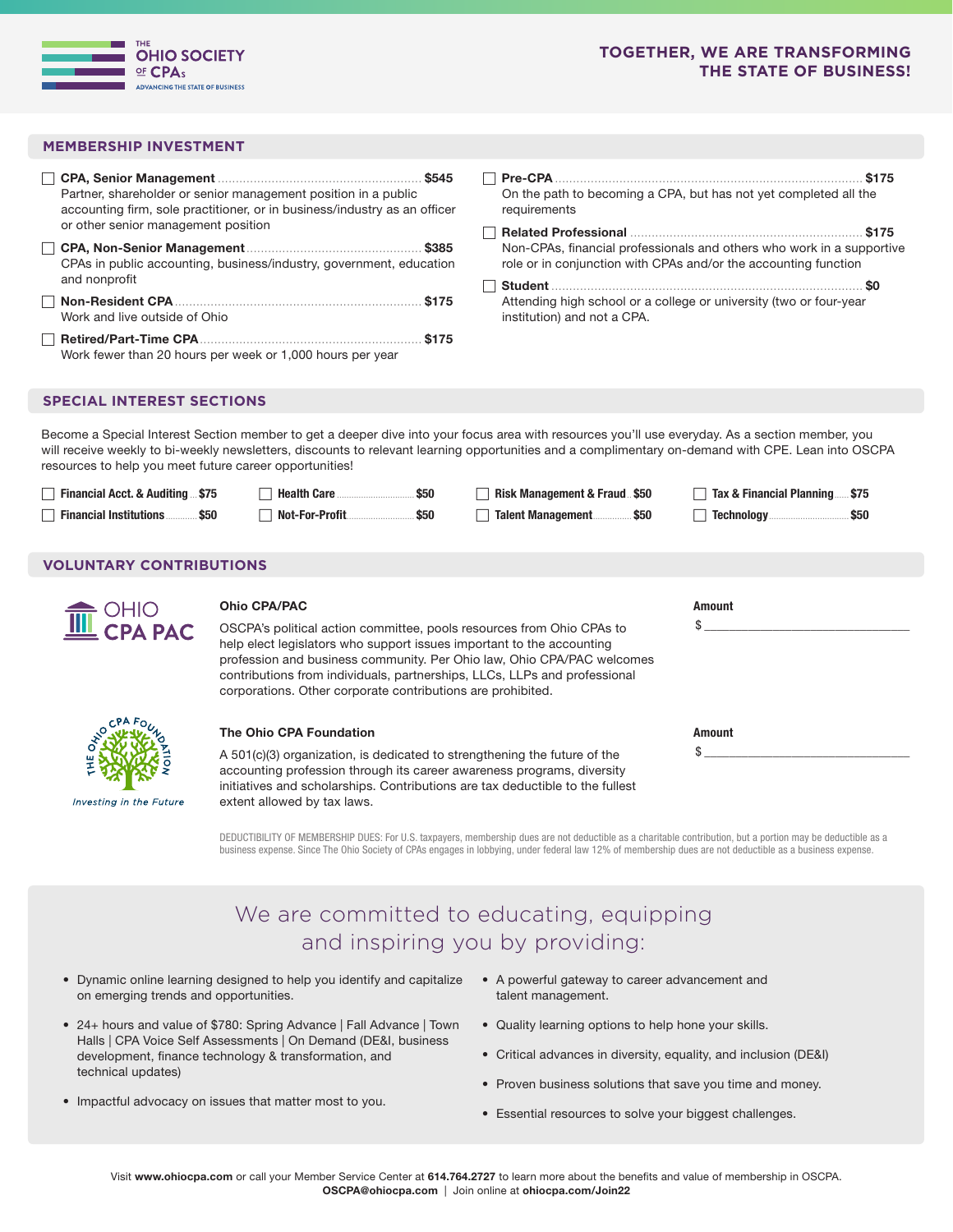THE OHIO SOCIETY OF CPAs
ADVANCING THE STATE OF BUSINESS

**TOGETHER, WE ARE TRANSFORMING THE STATE OF BUSINESS!**

## MEMBERSHIP INVESTMENT

- ☐ **CPA, Senior Management** ........ **$545**
  Partner, shareholder or senior management position in a public accounting firm, sole practitioner, or in business/industry as an officer or other senior management position
- ☐ **CPA, Non-Senior Management** ........ **$385**
  CPAs in public accounting, business/industry, government, education and nonprofit
- ☐ **Non-Resident CPA** ........ **$175**
  Work and live outside of Ohio
- ☐ **Retired/Part-Time CPA** ........ **$175**
  Work fewer than 20 hours per week or 1,000 hours per year
- ☐ **Pre-CPA** ........ **$175**
  On the path to becoming a CPA, but has not yet completed all the requirements
- ☐ **Related Professional** ........ **$175**
  Non-CPAs, financial professionals and others who work in a supportive role or in conjunction with CPAs and/or the accounting function
- ☐ **Student** ........ **$0**
  Attending high school or a college or university (two or four-year institution) and not a CPA.

## SPECIAL INTEREST SECTIONS

Become a Special Interest Section member to get a deeper dive into your focus area with resources you'll use everyday. As a section member, you will receive weekly to bi-weekly newsletters, discounts to relevant learning opportunities and a complimentary on-demand with CPE. Lean into OSCPA resources to help you meet future career opportunities!

- ☐ **Financial Acct. & Auditing** ... **$75**
- ☐ **Financial Institutions** ... **$50**
- ☐ **Health Care** ... **$50**
- ☐ **Not-For-Profit** ... **$50**
- ☐ **Risk Management & Fraud** .. **$50**
- ☐ **Talent Management** ... **$50**
- ☐ **Tax & Financial Planning** ... **$75**
- ☐ **Technology** ... **$50**

## VOLUNTARY CONTRIBUTIONS

OHIO CPA PAC

**Ohio CPA/PAC**

OSCPA's political action committee, pools resources from Ohio CPAs to help elect legislators who support issues important to the accounting profession and business community. Per Ohio law, Ohio CPA/PAC welcomes contributions from individuals, partnerships, LLCs, LLPs and professional corporations. Other corporate contributions are prohibited.

**Amount**
$ ______________________

THE OHIO CPA FOUNDATION
*Investing in the Future*

**The Ohio CPA Foundation**

A 501(c)(3) organization, is dedicated to strengthening the future of the accounting profession through its career awareness programs, diversity initiatives and scholarships. Contributions are tax deductible to the fullest extent allowed by tax laws.

**Amount**
$ ______________________

DEDUCTIBILITY OF MEMBERSHIP DUES: For U.S. taxpayers, membership dues are not deductible as a charitable contribution, but a portion may be deductible as a business expense. Since The Ohio Society of CPAs engages in lobbying, under federal law 12% of membership dues are not deductible as a business expense.

## We are committed to educating, equipping and inspiring you by providing:

- Dynamic online learning designed to help you identify and capitalize on emerging trends and opportunities.
- 24+ hours and value of $780: Spring Advance | Fall Advance | Town Halls | CPA Voice Self Assessments | On Demand (DE&I, business development, finance technology & transformation, and technical updates)
- Impactful advocacy on issues that matter most to you.
- A powerful gateway to career advancement and talent management.
- Quality learning options to help hone your skills.
- Critical advances in diversity, equality, and inclusion (DE&I)
- Proven business solutions that save you time and money.
- Essential resources to solve your biggest challenges.

Visit **www.ohiocpa.com** or call your Member Service Center at **614.764.2727** to learn more about the benefits and value of membership in OSCPA.
**OSCPA@ohiocpa.com** | Join online at **ohiocpa.com/Join22**